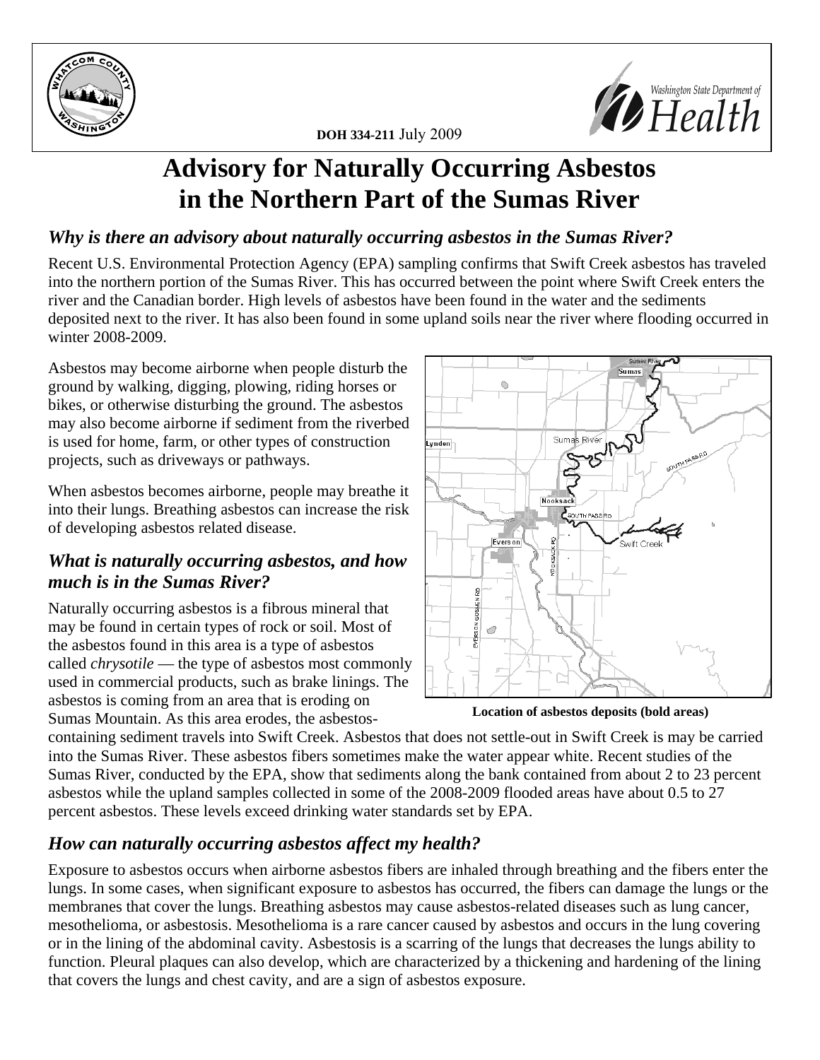DOH 334-211 July 2009

# Advisory for Naturally Occurring Asbestos in the Northern Part of the Sumas River

## *Why is there an advisory about naturally occurring asbestos in the Sumas River?*

Recent U.S. Environmental Protection Agency (EPA) sampling confirms that Swift Creek asbestos has traveled into the northern portion of the Sumas River. This has occurred between the point where Swift Creek enters the river and the Canadian border. High levels of asbestos have been found in the water and the sediments deposited next to the river. It has also been found in some upland soils near the river where flooding occurred in winter 2008-2009.

Asbestos may become airborne when people disturb the ground by walking, digging, plowing, riding horses or bikes, or otherwise disturbing the ground. The asbestos may also become airborne if sediment from the riverbed is used for home, farm, or other types of construction projects, such as driveways or pathways.

When asbestos becomes airborne, people may breathe it into their lungs. Breathing asbestos can increase the risk of developing asbestos related disease.

**Location of asbestos deposits (bold areas)**

## *What is naturally occurring asbestos, and how much is in the Sumas River?*

Naturally occurring asbestos is a fibrous mineral that may be found in certain types of rock or soil. Most of the asbestos found in this area is a type of asbestos called *chrysotile* — the type of asbestos most commonly used in commercial products, such as brake linings. The asbestos is coming from an area that is eroding on Sumas Mountain. As this area erodes, the asbestos-containing sediment travels into Swift Creek. Asbestos that does not settle-out in Swift Creek is may be carried into the Sumas River. These asbestos fibers sometimes make the water appear white. Recent studies of the Sumas River, conducted by the EPA, show that sediments along the bank contained from about 2 to 23 percent asbestos while the upland samples collected in some of the 2008-2009 flooded areas have about 0.5 to 27 percent asbestos. These levels exceed drinking water standards set by EPA.

## *How can naturally occurring asbestos affect my health?*

Exposure to asbestos occurs when airborne asbestos fibers are inhaled through breathing and the fibers enter the lungs. In some cases, when significant exposure to asbestos has occurred, the fibers can damage the lungs or the membranes that cover the lungs. Breathing asbestos may cause asbestos-related diseases such as lung cancer, mesothelioma, or asbestosis. Mesothelioma is a rare cancer caused by asbestos and occurs in the lung covering or in the lining of the abdominal cavity. Asbestosis is a scarring of the lungs that decreases the lungs ability to function. Pleural plaques can also develop, which are characterized by a thickening and hardening of the lining that covers the lungs and chest cavity, and are a sign of asbestos exposure.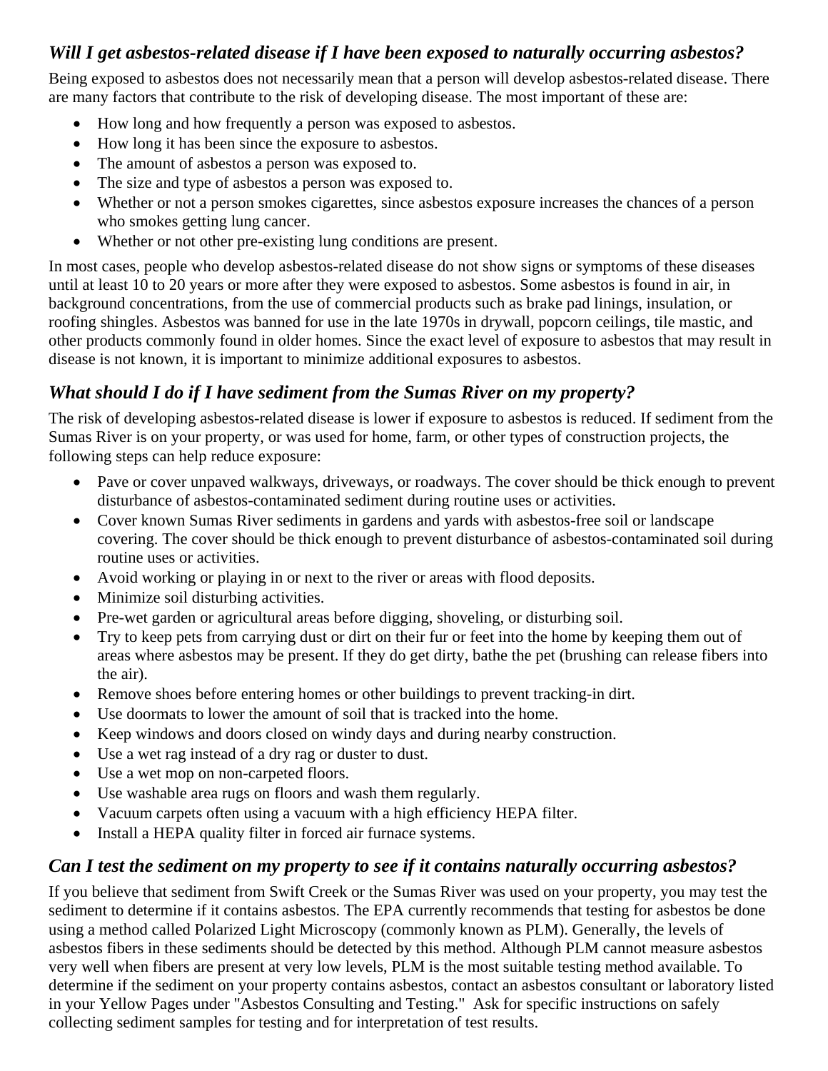### *Will I get asbestos-related disease if I have been exposed to naturally occurring asbestos?*

Being exposed to asbestos does not necessarily mean that a person will develop asbestos-related disease. There are many factors that contribute to the risk of developing disease. The most important of these are:

- How long and how frequently a person was exposed to asbestos.
- How long it has been since the exposure to asbestos.
- The amount of asbestos a person was exposed to.
- The size and type of asbestos a person was exposed to.
- Whether or not a person smokes cigarettes, since asbestos exposure increases the chances of a person who smokes getting lung cancer.
- Whether or not other pre-existing lung conditions are present.

In most cases, people who develop asbestos-related disease do not show signs or symptoms of these diseases until at least 10 to 20 years or more after they were exposed to asbestos. Some asbestos is found in air, in background concentrations, from the use of commercial products such as brake pad linings, insulation, or roofing shingles. Asbestos was banned for use in the late 1970s in drywall, popcorn ceilings, tile mastic, and other products commonly found in older homes. Since the exact level of exposure to asbestos that may result in disease is not known, it is important to minimize additional exposures to asbestos.

### *What should I do if I have sediment from the Sumas River on my property?*

The risk of developing asbestos-related disease is lower if exposure to asbestos is reduced. If sediment from the Sumas River is on your property, or was used for home, farm, or other types of construction projects, the following steps can help reduce exposure:

- Pave or cover unpaved walkways, driveways, or roadways. The cover should be thick enough to prevent disturbance of asbestos-contaminated sediment during routine uses or activities.
- Cover known Sumas River sediments in gardens and yards with asbestos-free soil or landscape covering. The cover should be thick enough to prevent disturbance of asbestos-contaminated soil during routine uses or activities.
- Avoid working or playing in or next to the river or areas with flood deposits.
- Minimize soil disturbing activities.
- Pre-wet garden or agricultural areas before digging, shoveling, or disturbing soil.
- Try to keep pets from carrying dust or dirt on their fur or feet into the home by keeping them out of areas where asbestos may be present. If they do get dirty, bathe the pet (brushing can release fibers into the air).
- Remove shoes before entering homes or other buildings to prevent tracking-in dirt.
- Use doormats to lower the amount of soil that is tracked into the home.
- Keep windows and doors closed on windy days and during nearby construction.
- Use a wet rag instead of a dry rag or duster to dust.
- Use a wet mop on non-carpeted floors.
- Use washable area rugs on floors and wash them regularly.
- Vacuum carpets often using a vacuum with a high efficiency HEPA filter.
- Install a HEPA quality filter in forced air furnace systems.

### *Can I test the sediment on my property to see if it contains naturally occurring asbestos?*

If you believe that sediment from Swift Creek or the Sumas River was used on your property, you may test the sediment to determine if it contains asbestos. The EPA currently recommends that testing for asbestos be done using a method called Polarized Light Microscopy (commonly known as PLM). Generally, the levels of asbestos fibers in these sediments should be detected by this method. Although PLM cannot measure asbestos very well when fibers are present at very low levels, PLM is the most suitable testing method available. To determine if the sediment on your property contains asbestos, contact an asbestos consultant or laboratory listed in your Yellow Pages under "Asbestos Consulting and Testing." Ask for specific instructions on safely collecting sediment samples for testing and for interpretation of test results.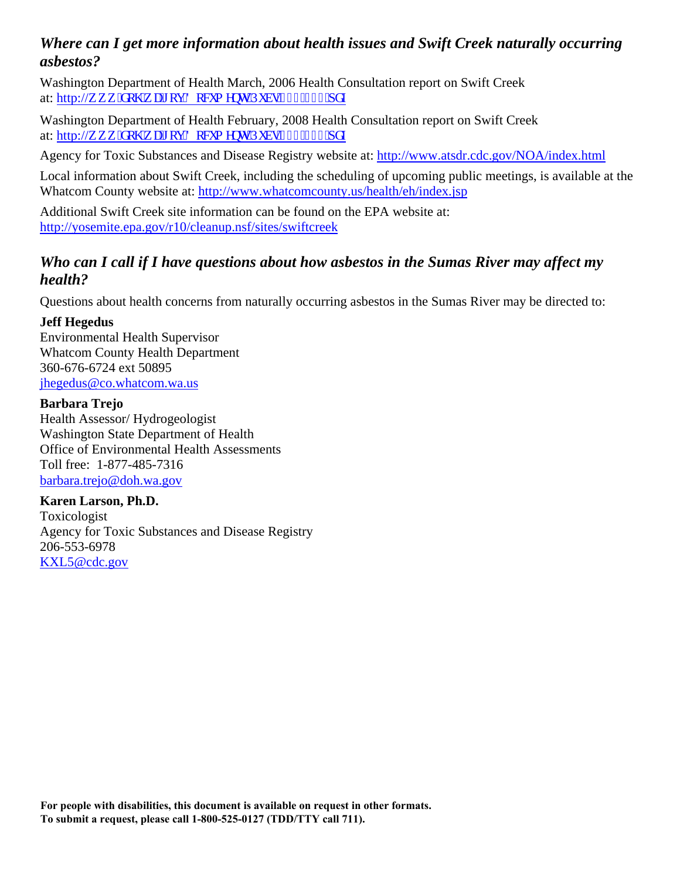### *Where can I get more information about health issues and Swift Creek naturally occurring asbestos?*

Washington Department of Health March, 2006 Health Consultation report on Swift Creek at: http://ZZZ GRKZ DJRY' RFXP HQW3XEV SGI

Washington Department of Health February, 2008 Health Consultation report on Swift Creek at: http://ZZZ GRKZ DJRY' RFXP HQW3XEV SGI

Agency for Toxic Substances and Disease Registry website at: http://www.atsdr.cdc.gov/NOA/index.html

Local information about Swift Creek, including the scheduling of upcoming public meetings, is available at the Whatcom County website at: http://www.whatcomcounty.us/health/eh/index.jsp

Additional Swift Creek site information can be found on the EPA website at: http://yosemite.epa.gov/r10/cleanup.nsf/sites/swiftcreek

### *Who can I call if I have questions about how asbestos in the Sumas River may affect my health?*

Questions about health concerns from naturally occurring asbestos in the Sumas River may be directed to:

**Jeff Hegedus**
Environmental Health Supervisor
Whatcom County Health Department
360-676-6724 ext 50895
jhegedus@co.whatcom.wa.us

**Barbara Trejo**
Health Assessor/ Hydrogeologist
Washington State Department of Health
Office of Environmental Health Assessments
Toll free: 1-877-485-7316
barbara.trejo@doh.wa.gov

**Karen Larson, Ph.D.**
Toxicologist
Agency for Toxic Substances and Disease Registry
206-553-6978
KXL5@cdc.gov

**For people with disabilities, this document is available on request in other formats. To submit a request, please call 1-800-525-0127 (TDD/TTY call 711).**